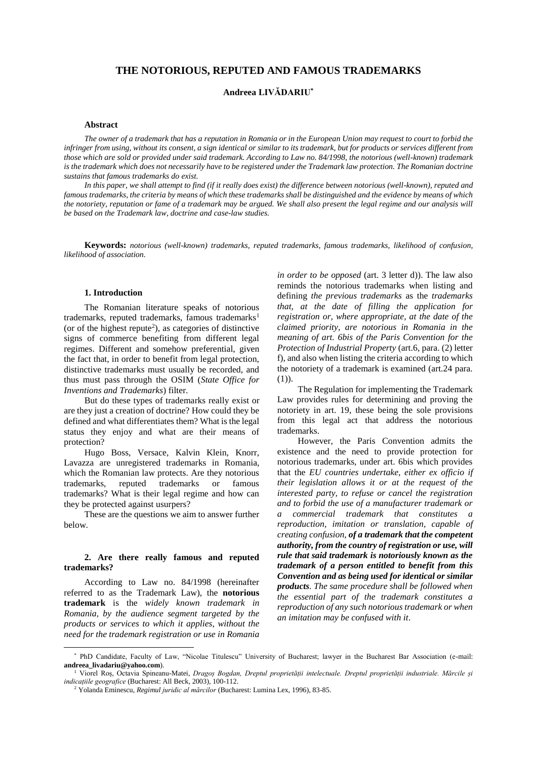# THE NOTORIOUS, REPUTED AND FAMOUS TRADEMARKS

**Andreea LIVĂDARIU***

### Abstract

*The owner of a trademark that has a reputation in Romania or in the European Union may request to court to forbid the infringer from using, without its consent, a sign identical or similar to its trademark, but for products or services different from those which are sold or provided under said trademark. According to Law no. 84/1998, the notorious (well-known) trademark is the trademark which does not necessarily have to be registered under the Trademark law protection. The Romanian doctrine sustains that famous trademarks do exist.*

*In this paper, we shall attempt to find (if it really does exist) the difference between notorious (well-known), reputed and famous trademarks, the criteria by means of which these trademarks shall be distinguished and the evidence by means of which the notoriety, reputation or fame of a trademark may be argued. We shall also present the legal regime and our analysis will be based on the Trademark law, doctrine and case-law studies.*

**Keywords:** *notorious (well-known) trademarks, reputed trademarks, famous trademarks, likelihood of confusion, likelihood of association.*

### 1. Introduction

The Romanian literature speaks of notorious trademarks, reputed trademarks, famous trademarks[1] (or of the highest repute[2]), as categories of distinctive signs of commerce benefiting from different legal regimes. Different and somehow preferential, given the fact that, in order to benefit from legal protection, distinctive trademarks must usually be recorded, and thus must pass through the OSIM (*State Office for Inventions and Trademarks*) filter.

But do these types of trademarks really exist or are they just a creation of doctrine? How could they be defined and what differentiates them? What is the legal status they enjoy and what are their means of protection?

Hugo Boss, Versace, Kalvin Klein, Knorr, Lavazza are unregistered trademarks in Romania, which the Romanian law protects. Are they notorious trademarks, reputed trademarks or famous trademarks? What is their legal regime and how can they be protected against usurpers?

These are the questions we aim to answer further below.

### 2. Are there really famous and reputed trademarks?

According to Law no. 84/1998 (hereinafter referred to as the Trademark Law), the **notorious trademark** is the *widely known trademark in Romania, by the audience segment targeted by the products or services to which it applies, without the need for the trademark registration or use in Romania in order to be opposed* (art. 3 letter d)). The law also reminds the notorious trademarks when listing and defining *the previous trademarks* as the *trademarks that, at the date of filling the application for registration or, where appropriate, at the date of the claimed priority, are notorious in Romania in the meaning of art. 6bis of the Paris Convention for the Protection of Industrial Property* (art.6, para. (2) letter f), and also when listing the criteria according to which the notoriety of a trademark is examined (art.24 para. (1)).

The Regulation for implementing the Trademark Law provides rules for determining and proving the notoriety in art. 19, these being the sole provisions from this legal act that address the notorious trademarks.

However, the Paris Convention admits the existence and the need to provide protection for notorious trademarks, under art. 6bis which provides that the *EU countries undertake, either ex officio if their legislation allows it or at the request of the interested party, to refuse or cancel the registration and to forbid the use of a manufacturer trademark or a commercial trademark that constitutes a reproduction, imitation or translation, capable of creating confusion,* ***of a trademark that the competent authority, from the country of registration or use, will rule that said trademark is notoriously known as the trademark of a person entitled to benefit from this Convention and as being used for identical or similar products****. The same procedure shall be followed when the essential part of the trademark constitutes a reproduction of any such notorious trademark or when an imitation may be confused with it*.

---

\* PhD Candidate, Faculty of Law, "Nicolae Titulescu" University of Bucharest; lawyer in the Bucharest Bar Association (e-mail: **andreea_livadariu@yahoo.com**).

[1] Viorel Roș, Octavia Spineanu-Matei, *Dragoș Bogdan, Dreptul proprietății intelectuale. Dreptul proprietății industriale. Mărcile și indicațiile geografice* (Bucharest: All Beck, 2003), 100-112.

[2] Yolanda Eminescu, *Regimul juridic al mărcilor* (Bucharest: Lumina Lex, 1996), 83-85.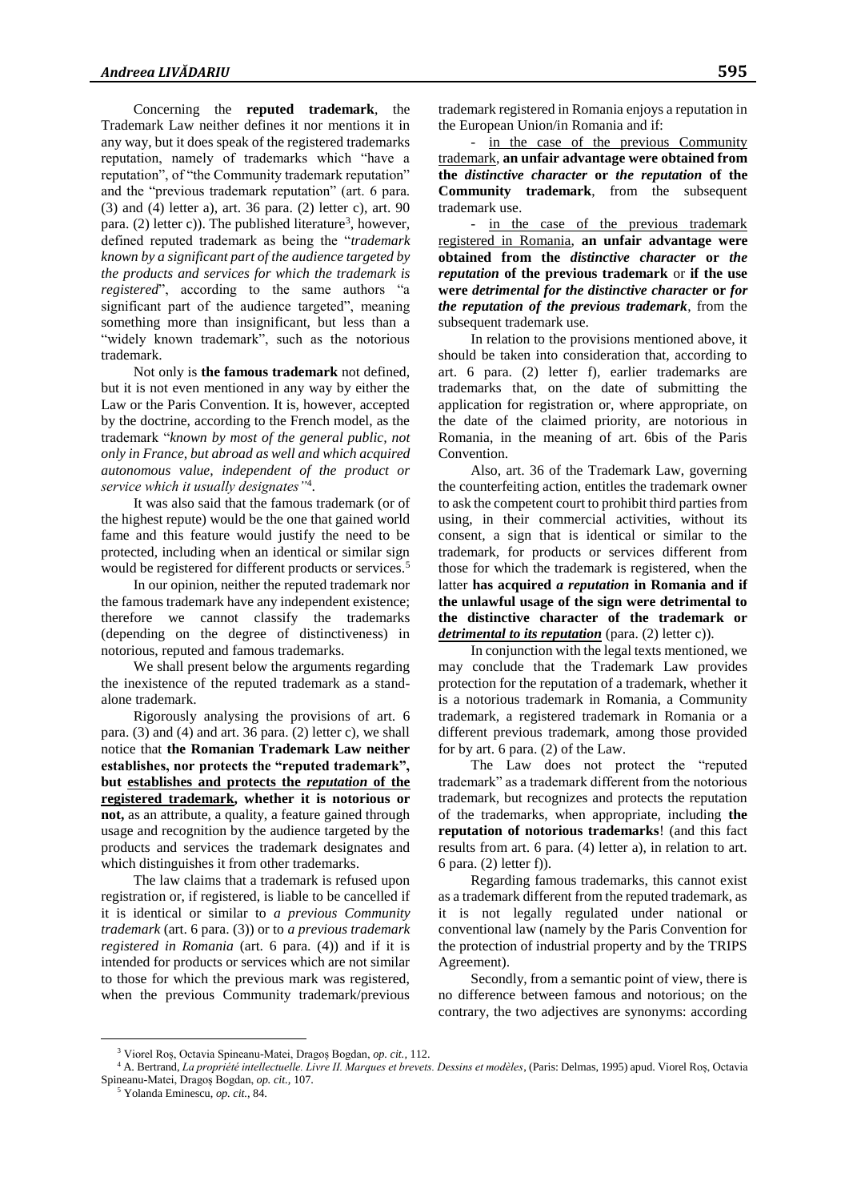Concerning the **reputed trademark**, the Trademark Law neither defines it nor mentions it in any way, but it does speak of the registered trademarks reputation, namely of trademarks which "have a reputation", of "the Community trademark reputation" and the "previous trademark reputation" (art. 6 para. (3) and (4) letter a), art. 36 para. (2) letter c), art. 90 para. (2) letter c)). The published literature[3], however, defined reputed trademark as being the "*trademark known by a significant part of the audience targeted by the products and services for which the trademark is registered*", according to the same authors "a significant part of the audience targeted", meaning something more than insignificant, but less than a "widely known trademark", such as the notorious trademark.

Not only is **the famous trademark** not defined, but it is not even mentioned in any way by either the Law or the Paris Convention. It is, however, accepted by the doctrine, according to the French model, as the trademark "*known by most of the general public, not only in France, but abroad as well and which acquired autonomous value, independent of the product or service which it usually designates"*[4].

It was also said that the famous trademark (or of the highest repute) would be the one that gained world fame and this feature would justify the need to be protected, including when an identical or similar sign would be registered for different products or services.[5]

In our opinion, neither the reputed trademark nor the famous trademark have any independent existence; therefore we cannot classify the trademarks (depending on the degree of distinctiveness) in notorious, reputed and famous trademarks.

We shall present below the arguments regarding the inexistence of the reputed trademark as a stand-alone trademark.

Rigorously analysing the provisions of art. 6 para. (3) and (4) and art. 36 para. (2) letter c), we shall notice that **the Romanian Trademark Law neither establishes, nor protects the "reputed trademark", but establishes and protects the *reputation* of the registered trademark, whether it is notorious or not,** as an attribute, a quality, a feature gained through usage and recognition by the audience targeted by the products and services the trademark designates and which distinguishes it from other trademarks.

The law claims that a trademark is refused upon registration or, if registered, is liable to be cancelled if it is identical or similar to *a previous Community trademark* (art. 6 para. (3)) or to *a previous trademark registered in Romania* (art. 6 para. (4)) and if it is intended for products or services which are not similar to those for which the previous mark was registered, when the previous Community trademark/previous trademark registered in Romania enjoys a reputation in the European Union/in Romania and if:

- in the case of the previous Community trademark, **an unfair advantage were obtained from the *distinctive character* or *the reputation* of the Community trademark**, from the subsequent trademark use.
- in the case of the previous trademark registered in Romania, **an unfair advantage were obtained from the *distinctive character* or *the reputation* of the previous trademark** or **if the use were *detrimental for the distinctive character* or *for the reputation of the previous trademark***, from the subsequent trademark use.

In relation to the provisions mentioned above, it should be taken into consideration that, according to art. 6 para. (2) letter f), earlier trademarks are trademarks that, on the date of submitting the application for registration or, where appropriate, on the date of the claimed priority, are notorious in Romania, in the meaning of art. 6bis of the Paris Convention.

Also, art. 36 of the Trademark Law, governing the counterfeiting action, entitles the trademark owner to ask the competent court to prohibit third parties from using, in their commercial activities, without its consent, a sign that is identical or similar to the trademark, for products or services different from those for which the trademark is registered, when the latter **has acquired *a reputation* in Romania and if the unlawful usage of the sign were detrimental to the distinctive character of the trademark or *detrimental to its reputation*** (para. (2) letter c)).

In conjunction with the legal texts mentioned, we may conclude that the Trademark Law provides protection for the reputation of a trademark, whether it is a notorious trademark in Romania, a Community trademark, a registered trademark in Romania or a different previous trademark, among those provided for by art. 6 para. (2) of the Law.

The Law does not protect the "reputed trademark" as a trademark different from the notorious trademark, but recognizes and protects the reputation of the trademarks, when appropriate, including **the reputation of notorious trademarks**! (and this fact results from art. 6 para. (4) letter a), in relation to art. 6 para. (2) letter f)).

Regarding famous trademarks, this cannot exist as a trademark different from the reputed trademark, as it is not legally regulated under national or conventional law (namely by the Paris Convention for the protection of industrial property and by the TRIPS Agreement).

Secondly, from a semantic point of view, there is no difference between famous and notorious; on the contrary, the two adjectives are synonyms: according

---

[3] Viorel Roș, Octavia Spineanu-Matei, Dragoș Bogdan, *op. cit.*, 112.

[4] A. Bertrand, *La propriété intellectuelle. Livre II. Marques et brevets. Dessins et modèles*, (Paris: Delmas, 1995) apud. Viorel Roș, Octavia Spineanu-Matei, Dragoș Bogdan, *op. cit.*, 107.

[5] Yolanda Eminescu, *op. cit.*, 84.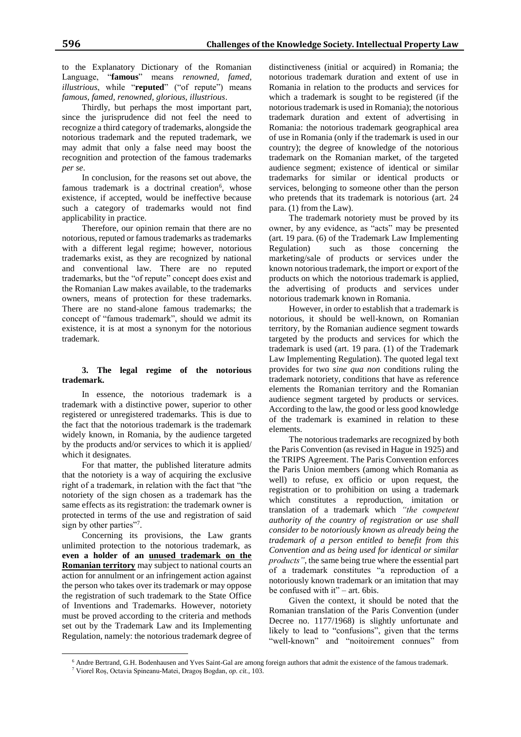to the Explanatory Dictionary of the Romanian Language, "**famous**" means *renowned, famed, illustrious*, while "**reputed**" ("of repute") means *famous, famed, renowned, glorious, illustrious*.

Thirdly, but perhaps the most important part, since the jurisprudence did not feel the need to recognize a third category of trademarks, alongside the notorious trademark and the reputed trademark, we may admit that only a false need may boost the recognition and protection of the famous trademarks *per se*.

In conclusion, for the reasons set out above, the famous trademark is a doctrinal creation[6], whose existence, if accepted, would be ineffective because such a category of trademarks would not find applicability in practice.

Therefore, our opinion remain that there are no notorious, reputed or famous trademarks as trademarks with a different legal regime; however, notorious trademarks exist, as they are recognized by national and conventional law. There are no reputed trademarks, but the "of repute" concept does exist and the Romanian Law makes available, to the trademarks owners, means of protection for these trademarks. There are no stand-alone famous trademarks; the concept of "famous trademark", should we admit its existence, it is at most a synonym for the notorious trademark.

### 3. The legal regime of the notorious trademark.

In essence, the notorious trademark is a trademark with a distinctive power, superior to other registered or unregistered trademarks. This is due to the fact that the notorious trademark is the trademark widely known, in Romania, by the audience targeted by the products and/or services to which it is applied/ which it designates.

For that matter, the published literature admits that the notoriety is a way of acquiring the exclusive right of a trademark, in relation with the fact that "the notoriety of the sign chosen as a trademark has the same effects as its registration: the trademark owner is protected in terms of the use and registration of said sign by other parties"[7].

Concerning its provisions, the Law grants unlimited protection to the notorious trademark, as **even a holder of an <u>unused trademark on the Romanian territory</u>** may subject to national courts an action for annulment or an infringement action against the person who takes over its trademark or may oppose the registration of such trademark to the State Office of Inventions and Trademarks. However, notoriety must be proved according to the criteria and methods set out by the Trademark Law and its Implementing Regulation, namely: the notorious trademark degree of distinctiveness (initial or acquired) in Romania; the notorious trademark duration and extent of use in Romania in relation to the products and services for which a trademark is sought to be registered (if the notorious trademark is used in Romania); the notorious trademark duration and extent of advertising in Romania: the notorious trademark geographical area of use in Romania (only if the trademark is used in our country); the degree of knowledge of the notorious trademark on the Romanian market, of the targeted audience segment; existence of identical or similar trademarks for similar or identical products or services, belonging to someone other than the person who pretends that its trademark is notorious (art. 24 para. (1) from the Law).

The trademark notoriety must be proved by its owner, by any evidence, as "acts" may be presented (art. 19 para. (6) of the Trademark Law Implementing Regulation) such as those concerning the marketing/sale of products or services under the known notorious trademark, the import or export of the products on which the notorious trademark is applied, the advertising of products and services under notorious trademark known in Romania.

However, in order to establish that a trademark is notorious, it should be well-known, on Romanian territory, by the Romanian audience segment towards targeted by the products and services for which the trademark is used (art. 19 para. (1) of the Trademark Law Implementing Regulation). The quoted legal text provides for two *sine qua non* conditions ruling the trademark notoriety, conditions that have as reference elements the Romanian territory and the Romanian audience segment targeted by products or services. According to the law, the good or less good knowledge of the trademark is examined in relation to these elements.

The notorious trademarks are recognized by both the Paris Convention (as revised in Hague in 1925) and the TRIPS Agreement. The Paris Convention enforces the Paris Union members (among which Romania as well) to refuse, ex officio or upon request, the registration or to prohibition on using a trademark which constitutes a reproduction, imitation or translation of a trademark which *"the competent authority of the country of registration or use shall consider to be notoriously known as already being the trademark of a person entitled to benefit from this Convention and as being used for identical or similar products"*, the same being true where the essential part of a trademark constitutes "a reproduction of a notoriously known trademark or an imitation that may be confused with it" – art. 6bis.

Given the context, it should be noted that the Romanian translation of the Paris Convention (under Decree no. 1177/1968) is slightly unfortunate and likely to lead to "confusions", given that the terms "well-known" and "noitoirement connues" from

[6] Andre Bertrand, G.H. Bodenhausen and Yves Saint-Gal are among foreign authors that admit the existence of the famous trademark.

[7] Viorel Roș, Octavia Spineanu-Matei, Dragoș Bogdan, *op. cit.*, 103.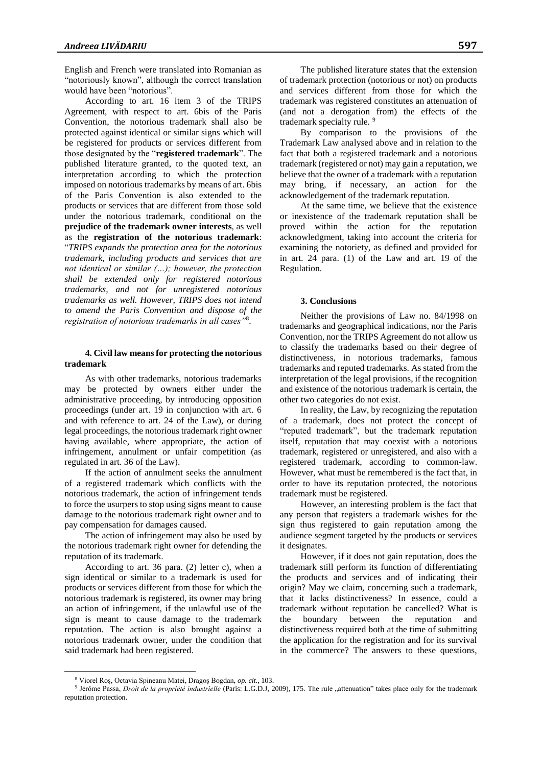English and French were translated into Romanian as "notoriously known", although the correct translation would have been "notorious".

According to art. 16 item 3 of the TRIPS Agreement, with respect to art. 6bis of the Paris Convention, the notorious trademark shall also be protected against identical or similar signs which will be registered for products or services different from those designated by the "**registered trademark**". The published literature granted, to the quoted text, an interpretation according to which the protection imposed on notorious trademarks by means of art. 6bis of the Paris Convention is also extended to the products or services that are different from those sold under the notorious trademark, conditional on the **prejudice of the trademark owner interests**, as well as the **registration of the notorious trademark**: "*TRIPS expands the protection area for the notorious trademark, including products and services that are not identical or similar (…); however, the protection shall be extended only for registered notorious trademarks, and not for unregistered notorious trademarks as well. However, TRIPS does not intend to amend the Paris Convention and dispose of the registration of notorious trademarks in all cases*"[8].

### 4. Civil law means for protecting the notorious trademark

As with other trademarks, notorious trademarks may be protected by owners either under the administrative proceeding, by introducing opposition proceedings (under art. 19 in conjunction with art. 6 and with reference to art. 24 of the Law), or during legal proceedings, the notorious trademark right owner having available, where appropriate, the action of infringement, annulment or unfair competition (as regulated in art. 36 of the Law).

If the action of annulment seeks the annulment of a registered trademark which conflicts with the notorious trademark, the action of infringement tends to force the usurpers to stop using signs meant to cause damage to the notorious trademark right owner and to pay compensation for damages caused.

The action of infringement may also be used by the notorious trademark right owner for defending the reputation of its trademark.

According to art. 36 para. (2) letter c), when a sign identical or similar to a trademark is used for products or services different from those for which the notorious trademark is registered, its owner may bring an action of infringement, if the unlawful use of the sign is meant to cause damage to the trademark reputation. The action is also brought against a notorious trademark owner, under the condition that said trademark had been registered.

The published literature states that the extension of trademark protection (notorious or not) on products and services different from those for which the trademark was registered constitutes an attenuation of (and not a derogation from) the effects of the trademark specialty rule. [9]

By comparison to the provisions of the Trademark Law analysed above and in relation to the fact that both a registered trademark and a notorious trademark (registered or not) may gain a reputation, we believe that the owner of a trademark with a reputation may bring, if necessary, an action for the acknowledgement of the trademark reputation.

At the same time, we believe that the existence or inexistence of the trademark reputation shall be proved within the action for the reputation acknowledgment, taking into account the criteria for examining the notoriety, as defined and provided for in art. 24 para. (1) of the Law and art. 19 of the Regulation.

### 3. Conclusions

Neither the provisions of Law no. 84/1998 on trademarks and geographical indications, nor the Paris Convention, nor the TRIPS Agreement do not allow us to classify the trademarks based on their degree of distinctiveness, in notorious trademarks, famous trademarks and reputed trademarks. As stated from the interpretation of the legal provisions, if the recognition and existence of the notorious trademark is certain, the other two categories do not exist.

In reality, the Law, by recognizing the reputation of a trademark, does not protect the concept of "reputed trademark", but the trademark reputation itself, reputation that may coexist with a notorious trademark, registered or unregistered, and also with a registered trademark, according to common-law. However, what must be remembered is the fact that, in order to have its reputation protected, the notorious trademark must be registered.

However, an interesting problem is the fact that any person that registers a trademark wishes for the sign thus registered to gain reputation among the audience segment targeted by the products or services it designates.

However, if it does not gain reputation, does the trademark still perform its function of differentiating the products and services and of indicating their origin? May we claim, concerning such a trademark, that it lacks distinctiveness? In essence, could a trademark without reputation be cancelled? What is the boundary between the reputation and distinctiveness required both at the time of submitting the application for the registration and for its survival in the commerce? The answers to these questions,

---

[8] Viorel Roș, Octavia Spineanu Matei, Dragoș Bogdan, *op. cit.*, 103.

[9] Jérôme Passa, *Droit de la propriété industrielle* (Paris: L.G.D.J, 2009), 175. The rule „attenuation" takes place only for the trademark reputation protection.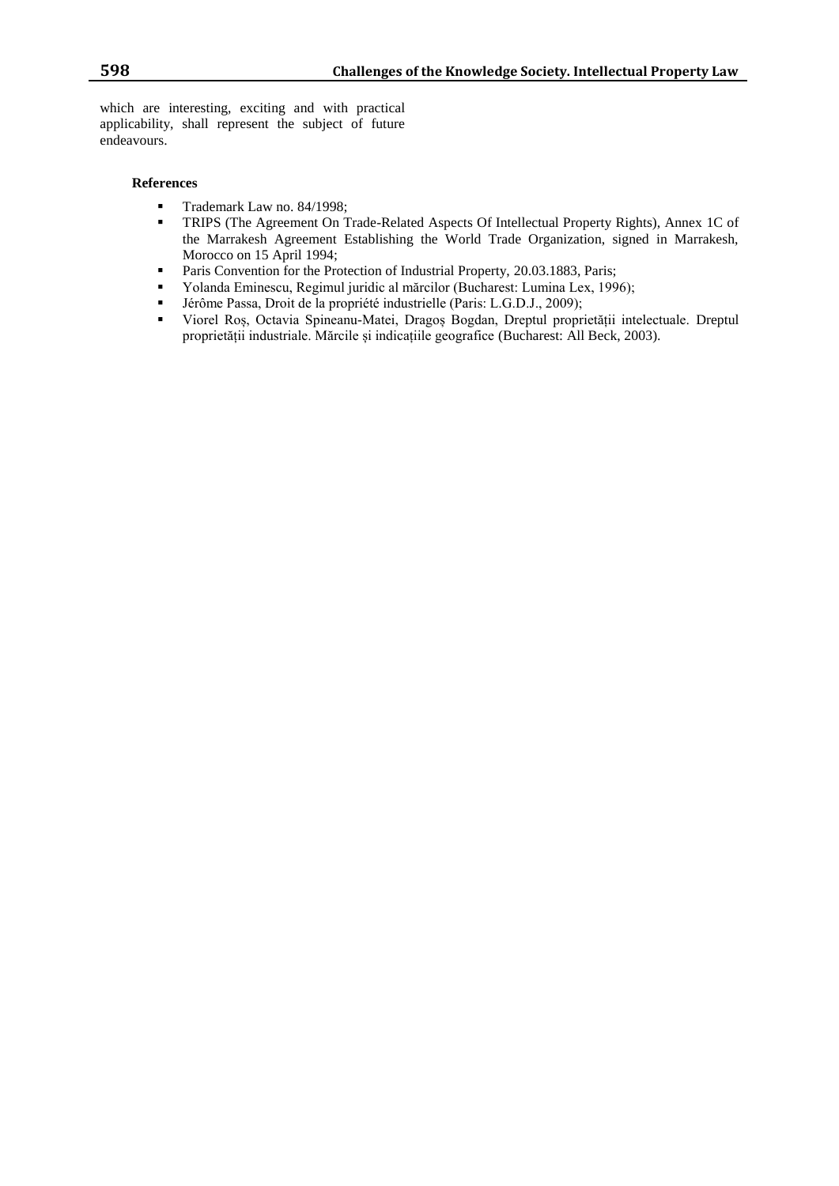which are interesting, exciting and with practical applicability, shall represent the subject of future endeavours.

**References**

- Trademark Law no. 84/1998;
- TRIPS (The Agreement On Trade-Related Aspects Of Intellectual Property Rights), Annex 1C of the Marrakesh Agreement Establishing the World Trade Organization, signed in Marrakesh, Morocco on 15 April 1994;
- Paris Convention for the Protection of Industrial Property, 20.03.1883, Paris;
- Yolanda Eminescu, Regimul juridic al mărcilor (Bucharest: Lumina Lex, 1996);
- Jérôme Passa, Droit de la propriété industrielle (Paris: L.G.D.J., 2009);
- Viorel Roș, Octavia Spineanu-Matei, Dragoș Bogdan, Dreptul proprietății intelectuale. Dreptul proprietății industriale. Mărcile și indicațiile geografice (Bucharest: All Beck, 2003).